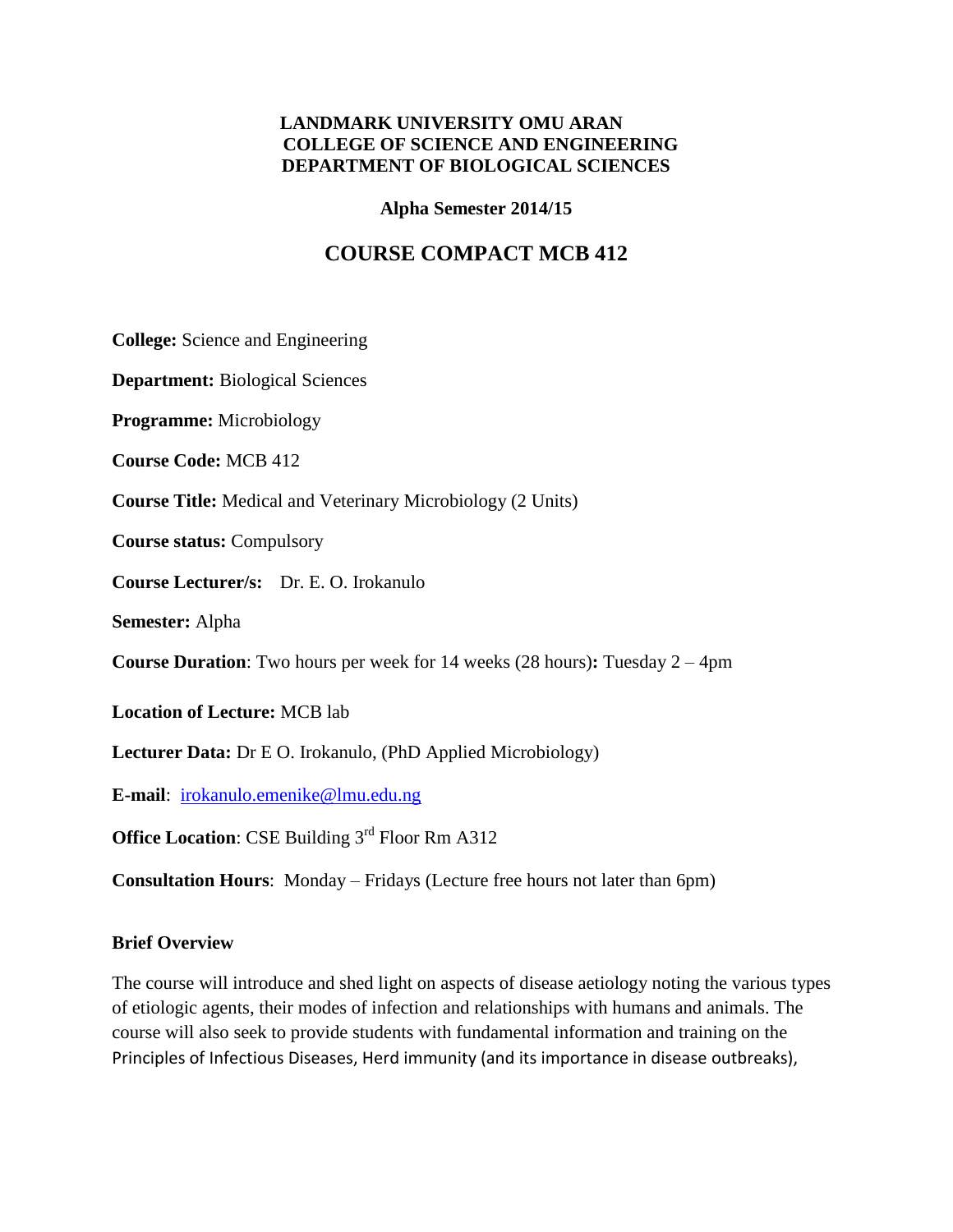**LANDMARK UNIVERSITY OMU ARAN**
**COLLEGE OF SCIENCE AND ENGINEERING**
**DEPARTMENT OF BIOLOGICAL SCIENCES**

**Alpha Semester 2014/15**

# COURSE COMPACT MCB 412

**College:** Science and Engineering

**Department:** Biological Sciences

**Programme:** Microbiology

**Course Code:** MCB 412

**Course Title:** Medical and Veterinary Microbiology (2 Units)

**Course status:** Compulsory

**Course Lecturer/s:** Dr. E. O. Irokanulo

**Semester:** Alpha

**Course Duration**: Two hours per week for 14 weeks (28 hours)**:** Tuesday 2 – 4pm

**Location of Lecture:** MCB lab

**Lecturer Data:** Dr E O. Irokanulo, (PhD Applied Microbiology)

**E-mail**: irokanulo.emenike@lmu.edu.ng

**Office Location**: CSE Building 3rd Floor Rm A312

**Consultation Hours**: Monday – Fridays (Lecture free hours not later than 6pm)

## Brief Overview

The course will introduce and shed light on aspects of disease aetiology noting the various types of etiologic agents, their modes of infection and relationships with humans and animals. The course will also seek to provide students with fundamental information and training on the Principles of Infectious Diseases, Herd immunity (and its importance in disease outbreaks),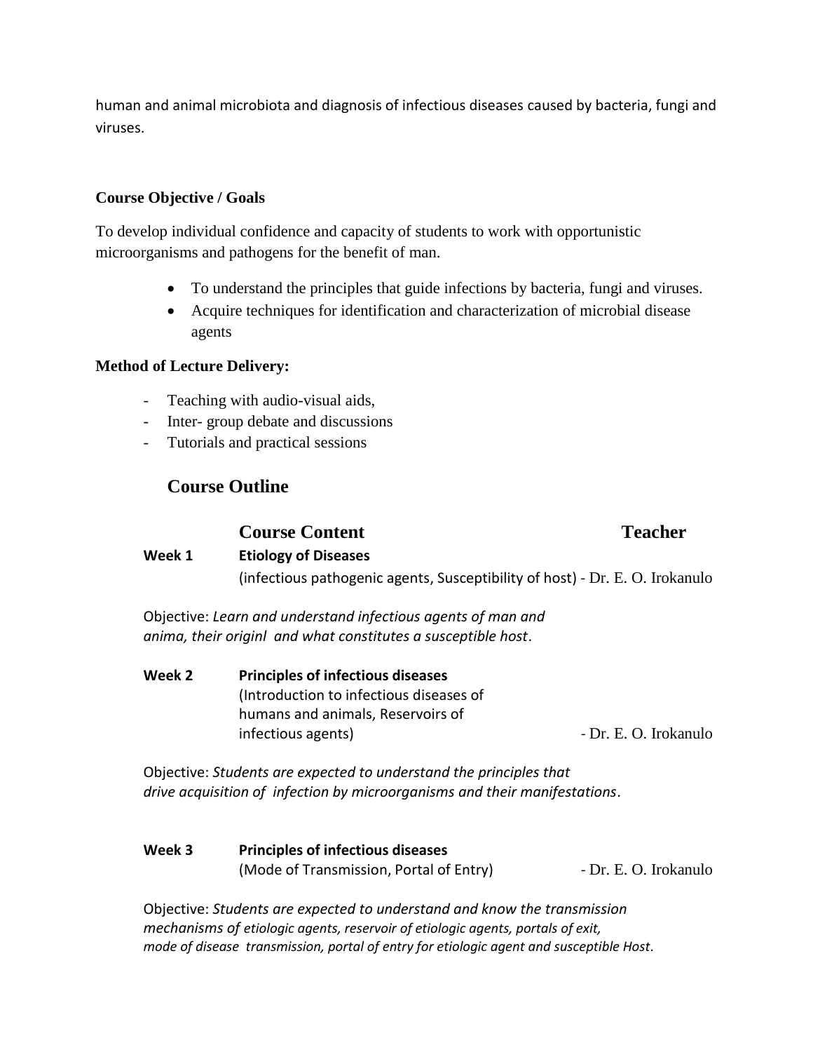human and animal microbiota and diagnosis of infectious diseases caused by bacteria, fungi and viruses.

**Course Objective / Goals**

To develop individual confidence and capacity of students to work with opportunistic microorganisms and pathogens for the benefit of man.

- To understand the principles that guide infections by bacteria, fungi and viruses.
- Acquire techniques for identification and characterization of microbial disease agents

**Method of Lecture Delivery:**

- Teaching with audio-visual aids,
- Inter- group debate and discussions
- Tutorials and practical sessions

## Course Outline

| | Course Content | Teacher |
|---|---|---|
| **Week 1** | **Etiology of Diseases** (infectious pathogenic agents, Susceptibility of host) | - Dr. E. O. Irokanulo |

Objective: *Learn and understand infectious agents of man and anima, their originl and what constitutes a susceptible host*.

| | | |
|---|---|---|
| **Week 2** | **Principles of infectious diseases** (Introduction to infectious diseases of humans and animals, Reservoirs of infectious agents) | - Dr. E. O. Irokanulo |

Objective: *Students are expected to understand the principles that drive acquisition of infection by microorganisms and their manifestations*.

| | | |
|---|---|---|
| **Week 3** | **Principles of infectious diseases** (Mode of Transmission, Portal of Entry) | - Dr. E. O. Irokanulo |

Objective: *Students are expected to understand and know the transmission mechanisms of etiologic agents, reservoir of etiologic agents, portals of exit, mode of disease transmission, portal of entry for etiologic agent and susceptible Host*.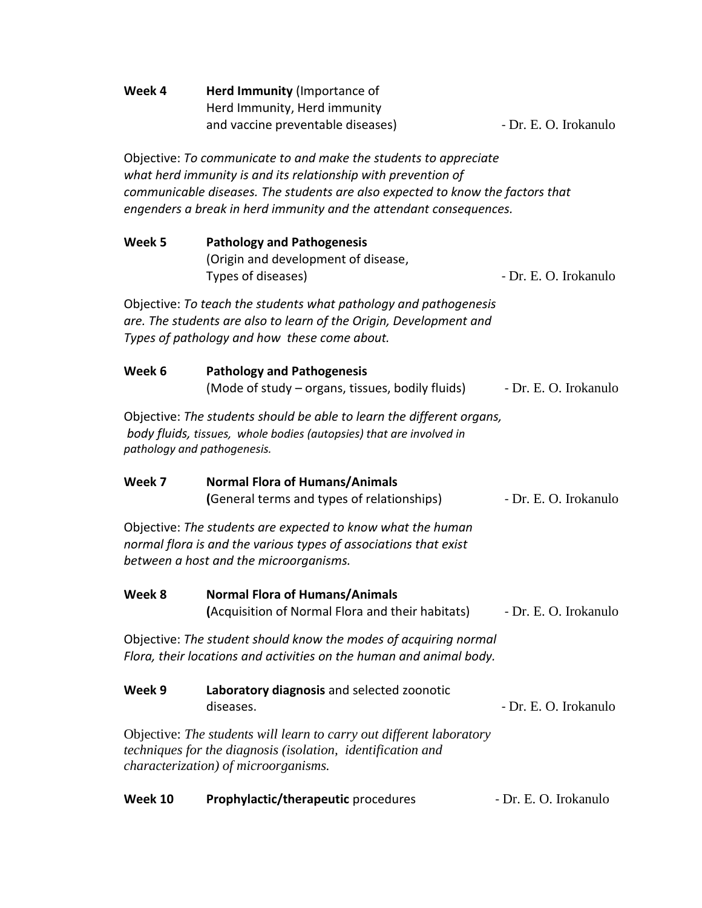**Week 4** **Herd Immunity** (Importance of Herd Immunity, Herd immunity and vaccine preventable diseases) - Dr. E. O. Irokanulo

Objective: *To communicate to and make the students to appreciate what herd immunity is and its relationship with prevention of communicable diseases. The students are also expected to know the factors that engenders a break in herd immunity and the attendant consequences.*

**Week 5** **Pathology and Pathogenesis** (Origin and development of disease, Types of diseases) - Dr. E. O. Irokanulo

Objective: *To teach the students what pathology and pathogenesis are. The students are also to learn of the Origin, Development and Types of pathology and how these come about.*

**Week 6** **Pathology and Pathogenesis** (Mode of study – organs, tissues, bodily fluids) - Dr. E. O. Irokanulo

Objective: *The students should be able to learn the different organs, body fluids, tissues, whole bodies (autopsies) that are involved in pathology and pathogenesis.*

**Week 7** **Normal Flora of Humans/Animals** **(**General terms and types of relationships) - Dr. E. O. Irokanulo

Objective: *The students are expected to know what the human normal flora is and the various types of associations that exist between a host and the microorganisms.*

**Week 8** **Normal Flora of Humans/Animals** **(**Acquisition of Normal Flora and their habitats) - Dr. E. O. Irokanulo

Objective: *The student should know the modes of acquiring normal Flora, their locations and activities on the human and animal body.*

**Week 9** **Laboratory diagnosis** and selected zoonotic diseases. - Dr. E. O. Irokanulo

Objective: *The students will learn to carry out different laboratory techniques for the diagnosis (isolation, identification and characterization) of microorganisms.*

**Week 10** **Prophylactic/therapeutic** procedures - Dr. E. O. Irokanulo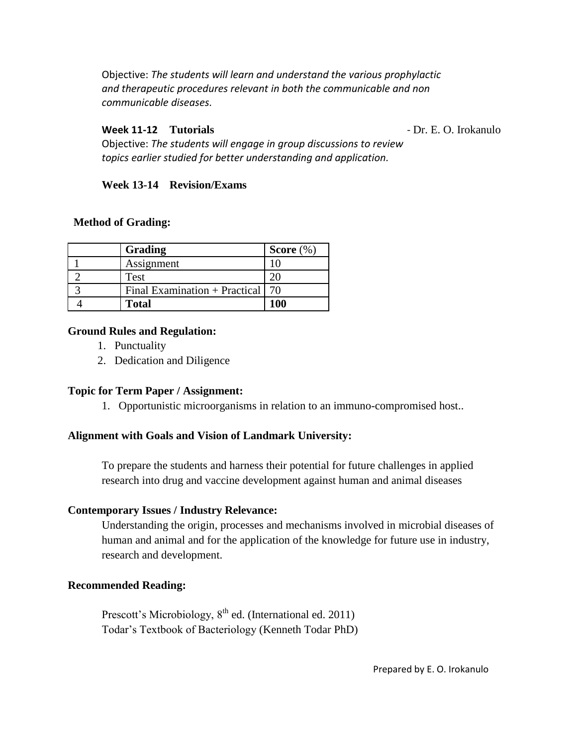Objective: *The students will learn and understand the various prophylactic and therapeutic procedures relevant in both the communicable and non communicable diseases.*

**Week 11-12 Tutorials** - Dr. E. O. Irokanulo

Objective: *The students will engage in group discussions to review topics earlier studied for better understanding and application.*

**Week 13-14 Revision/Exams**

**Method of Grading:**

| | **Grading** | **Score** (%) |
|---|---|---|
| 1 | Assignment | 10 |
| 2 | Test | 20 |
| 3 | Final Examination + Practical | 70 |
| 4 | **Total** | **100** |

**Ground Rules and Regulation:**

1. Punctuality
2. Dedication and Diligence

**Topic for Term Paper / Assignment:**

1. Opportunistic microorganisms in relation to an immuno-compromised host..

**Alignment with Goals and Vision of Landmark University:**

To prepare the students and harness their potential for future challenges in applied research into drug and vaccine development against human and animal diseases

**Contemporary Issues / Industry Relevance:**

Understanding the origin, processes and mechanisms involved in microbial diseases of human and animal and for the application of the knowledge for future use in industry, research and development.

**Recommended Reading:**

Prescott's Microbiology, 8th ed. (International ed. 2011)

Todar's Textbook of Bacteriology (Kenneth Todar PhD)

Prepared by E. O. Irokanulo